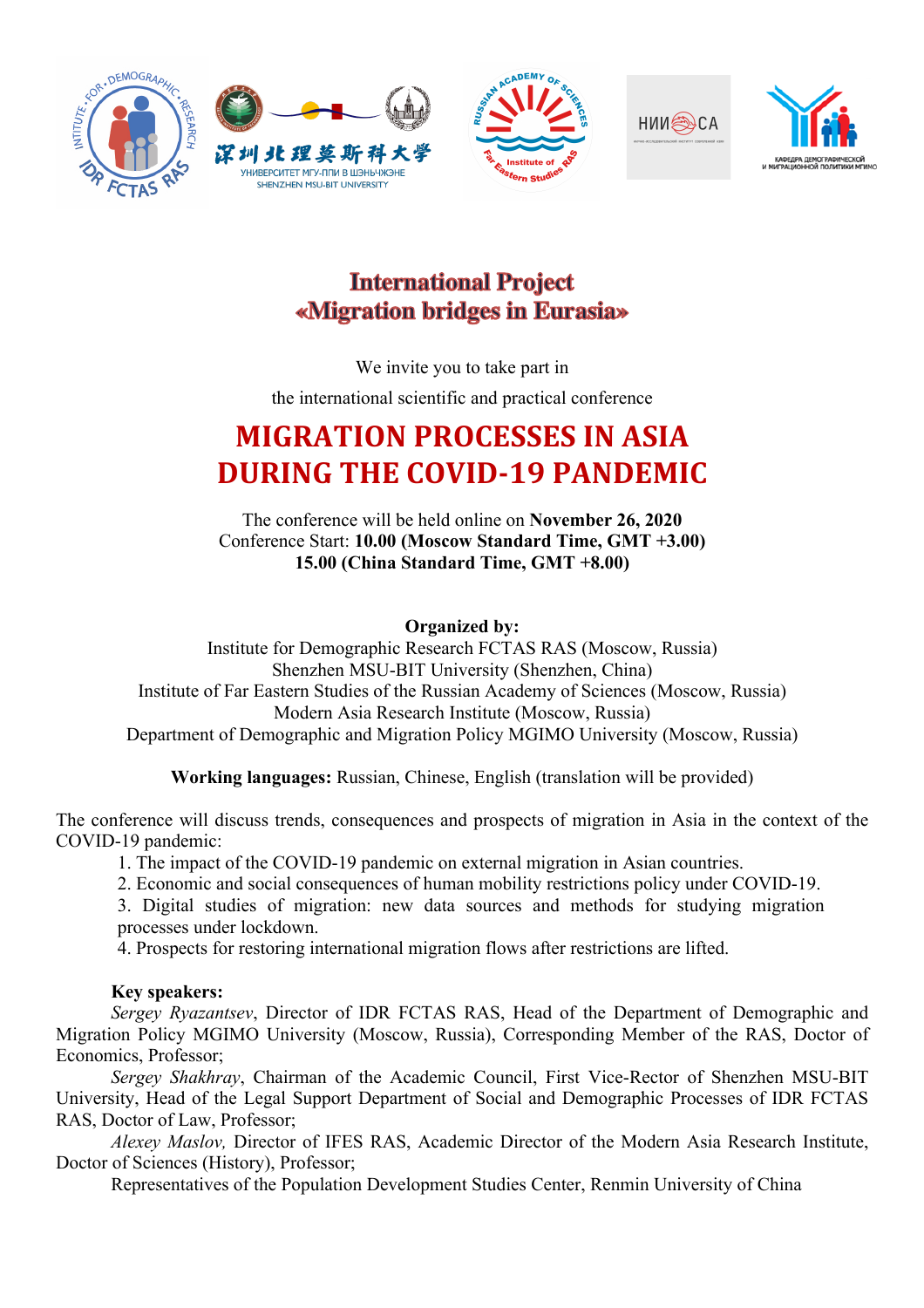# International Project
# «Migration bridges in Eurasia»

We invite you to take part in

the international scientific and practical conference

## MIGRATION PROCESSES IN ASIA DURING THE COVID-19 PANDEMIC

The conference will be held online on **November 26, 2020**
Conference Start: **10.00 (Moscow Standard Time, GMT +3.00)**
**15.00 (China Standard Time, GMT +8.00)**

**Organized by:**
Institute for Demographic Research FCTAS RAS (Moscow, Russia)
Shenzhen MSU-BIT University (Shenzhen, China)
Institute of Far Eastern Studies of the Russian Academy of Sciences (Moscow, Russia)
Modern Asia Research Institute (Moscow, Russia)
Department of Demographic and Migration Policy MGIMO University (Moscow, Russia)

**Working languages:** Russian, Chinese, English (translation will be provided)

The conference will discuss trends, consequences and prospects of migration in Asia in the context of the COVID-19 pandemic:

1. The impact of the COVID-19 pandemic on external migration in Asian countries.
2. Economic and social consequences of human mobility restrictions policy under COVID-19.
3. Digital studies of migration: new data sources and methods for studying migration processes under lockdown.
4. Prospects for restoring international migration flows after restrictions are lifted.

**Key speakers:**

*Sergey Ryazantsev*, Director of IDR FCTAS RAS, Head of the Department of Demographic and Migration Policy MGIMO University (Moscow, Russia), Corresponding Member of the RAS, Doctor of Economics, Professor;

*Sergey Shakhray*, Chairman of the Academic Council, First Vice-Rector of Shenzhen MSU-BIT University, Head of the Legal Support Department of Social and Demographic Processes of IDR FCTAS RAS, Doctor of Law, Professor;

*Alexey Maslov,* Director of IFES RAS, Academic Director of the Modern Asia Research Institute, Doctor of Sciences (History), Professor;

Representatives of the Population Development Studies Center, Renmin University of China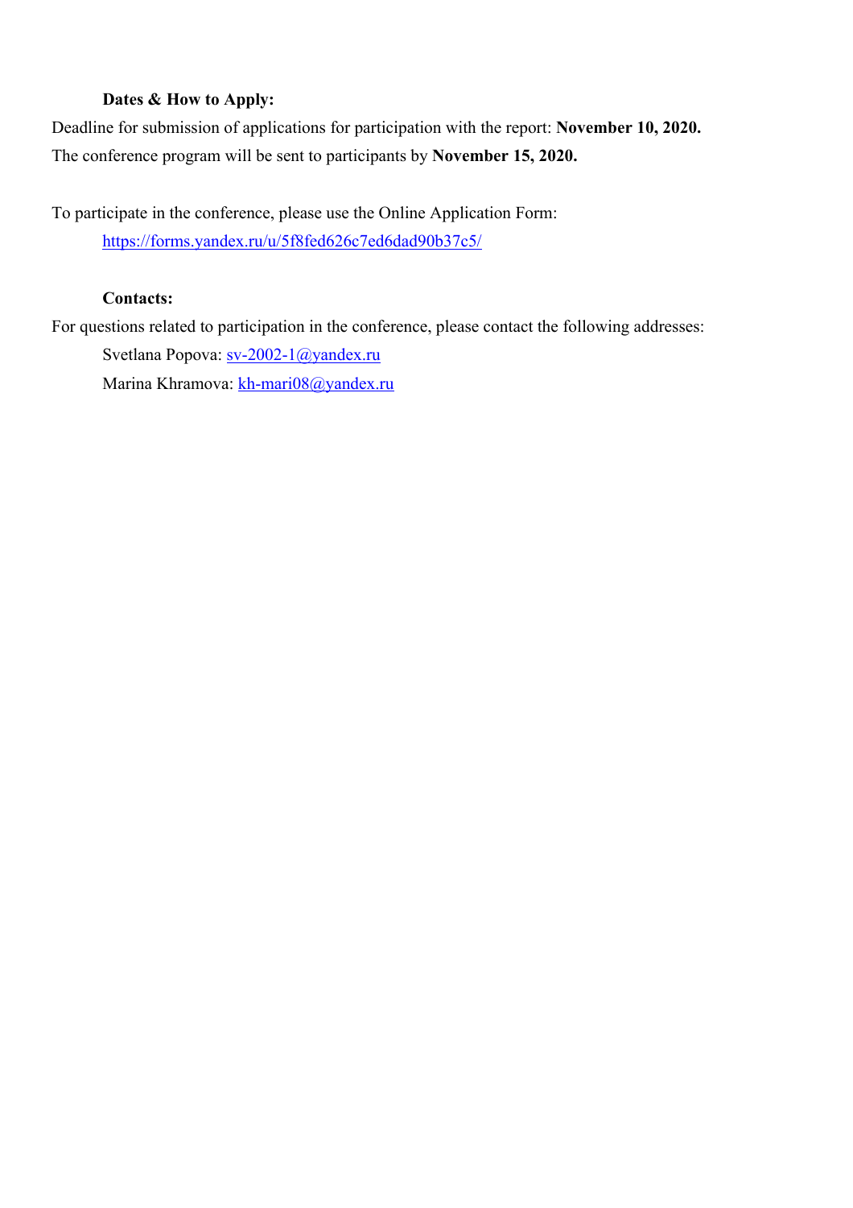**Dates & How to Apply:**

Deadline for submission of applications for participation with the report: **November 10, 2020.**
The conference program will be sent to participants by **November 15, 2020.**

To participate in the conference, please use the Online Application Form:

https://forms.yandex.ru/u/5f8fed626c7ed6dad90b37c5/

**Contacts:**

For questions related to participation in the conference, please contact the following addresses:

Svetlana Popova: sv-2002-1@yandex.ru

Marina Khramova: kh-mari08@yandex.ru